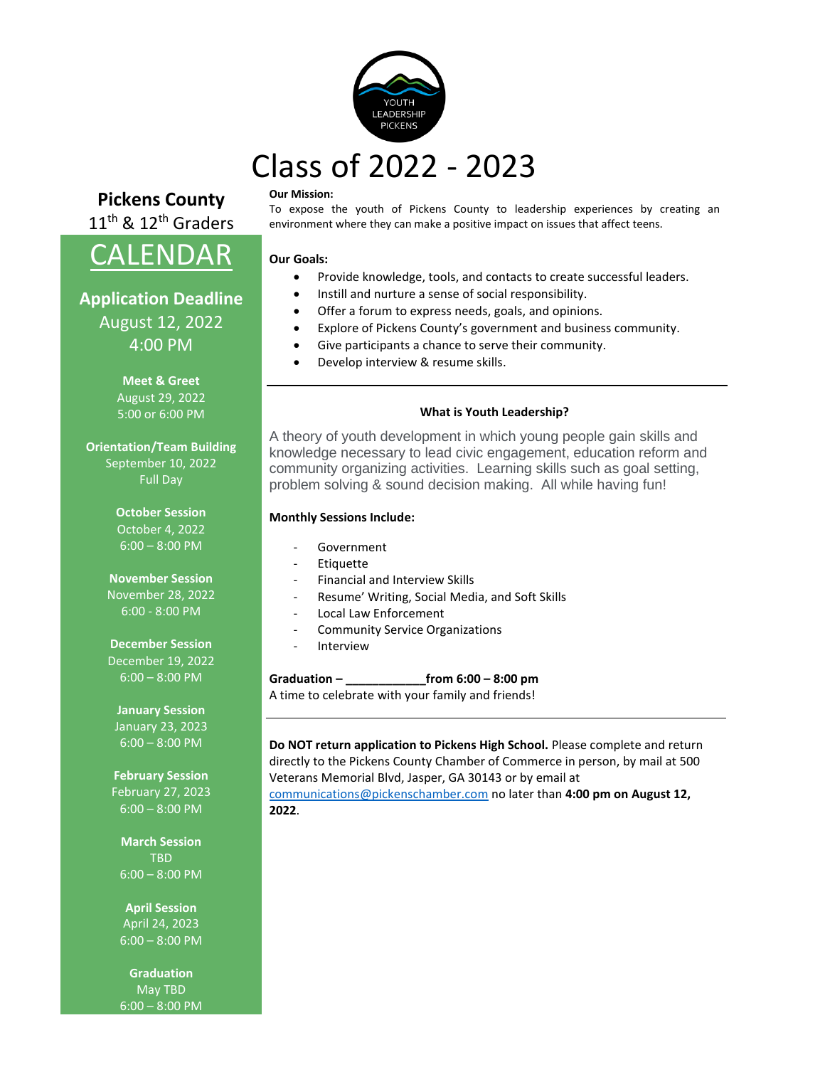YOUTH LEADERSHIP PICKENS

# Class of 2022 - 2023

## Pickens County

11th & 12th Graders

## CALENDAR

**Application Deadline**
August 12, 2022
4:00 PM

**Meet & Greet**
August 29, 2022
5:00 or 6:00 PM

**Orientation/Team Building**
September 10, 2022
Full Day

**October Session**
October 4, 2022
6:00 – 8:00 PM

**November Session**
November 28, 2022
6:00 - 8:00 PM

**December Session**
December 19, 2022
6:00 – 8:00 PM

**January Session**
January 23, 2023
6:00 – 8:00 PM

**February Session**
February 27, 2023
6:00 – 8:00 PM

**March Session**
TBD
6:00 – 8:00 PM

**April Session**
April 24, 2023
6:00 – 8:00 PM

**Graduation**
May TBD
6:00 – 8:00 PM

**Our Mission:**
To expose the youth of Pickens County to leadership experiences by creating an environment where they can make a positive impact on issues that affect teens.

**Our Goals:**

- Provide knowledge, tools, and contacts to create successful leaders.
- Instill and nurture a sense of social responsibility.
- Offer a forum to express needs, goals, and opinions.
- Explore of Pickens County's government and business community.
- Give participants a chance to serve their community.
- Develop interview & resume skills.

---

**What is Youth Leadership?**

A theory of youth development in which young people gain skills and knowledge necessary to lead civic engagement, education reform and community organizing activities. Learning skills such as goal setting, problem solving & sound decision making. All while having fun!

**Monthly Sessions Include:**

- Government
- Etiquette
- Financial and Interview Skills
- Resume' Writing, Social Media, and Soft Skills
- Local Law Enforcement
- Community Service Organizations
- Interview

**Graduation – ____________from 6:00 – 8:00 pm**
A time to celebrate with your family and friends!

---

**Do NOT return application to Pickens High School.** Please complete and return directly to the Pickens County Chamber of Commerce in person, by mail at 500 Veterans Memorial Blvd, Jasper, GA 30143 or by email at communications@pickenschamber.com no later than **4:00 pm on August 12, 2022**.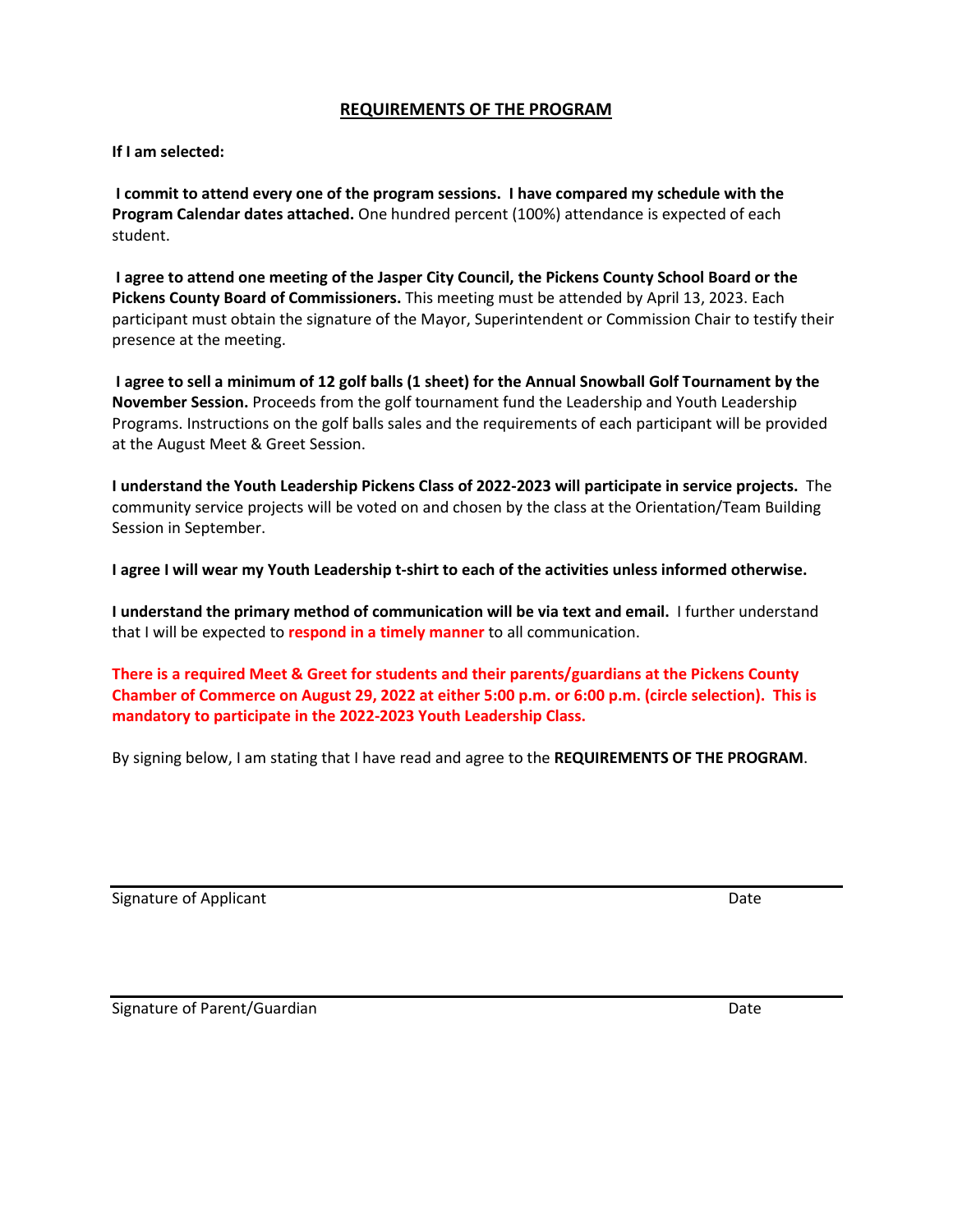## REQUIREMENTS OF THE PROGRAM

**If I am selected:**

**I commit to attend every one of the program sessions. I have compared my schedule with the Program Calendar dates attached.** One hundred percent (100%) attendance is expected of each student.

**I agree to attend one meeting of the Jasper City Council, the Pickens County School Board or the Pickens County Board of Commissioners.** This meeting must be attended by April 13, 2023. Each participant must obtain the signature of the Mayor, Superintendent or Commission Chair to testify their presence at the meeting.

**I agree to sell a minimum of 12 golf balls (1 sheet) for the Annual Snowball Golf Tournament by the November Session.** Proceeds from the golf tournament fund the Leadership and Youth Leadership Programs. Instructions on the golf balls sales and the requirements of each participant will be provided at the August Meet & Greet Session.

**I understand the Youth Leadership Pickens Class of 2022-2023 will participate in service projects.** The community service projects will be voted on and chosen by the class at the Orientation/Team Building Session in September.

**I agree I will wear my Youth Leadership t-shirt to each of the activities unless informed otherwise.**

**I understand the primary method of communication will be via text and email.** I further understand that I will be expected to **respond in a timely manner** to all communication.

**There is a required Meet & Greet for students and their parents/guardians at the Pickens County Chamber of Commerce on August 29, 2022 at either 5:00 p.m. or 6:00 p.m. (circle selection). This is mandatory to participate in the 2022-2023 Youth Leadership Class.**

By signing below, I am stating that I have read and agree to the **REQUIREMENTS OF THE PROGRAM**.

Signature of Applicant ________________________________ Date ____________

Signature of Parent/Guardian ________________________________ Date ____________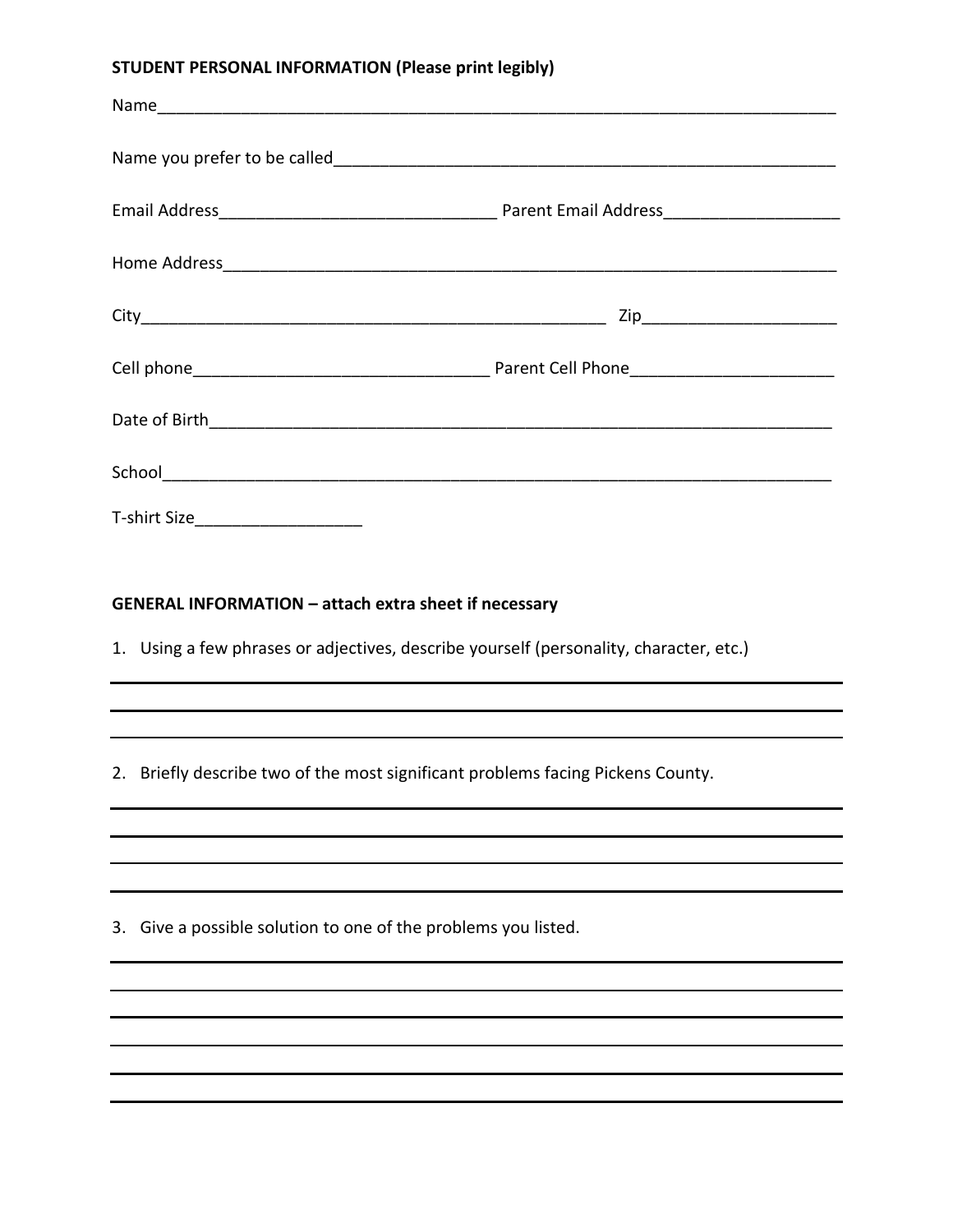**STUDENT PERSONAL INFORMATION (Please print legibly)**

Name_______________________________________________________________________________

Name you prefer to be called_______________________________________________________

Email Address______________________________ Parent Email Address___________________

Home Address_______________________________________________________________________

City__________________________________________________ Zip_____________________

Cell phone________________________________ Parent Cell Phone______________________

Date of Birth______________________________________________________________________

School____________________________________________________________________________

T-shirt Size__________________

**GENERAL INFORMATION – attach extra sheet if necessary**

1. Using a few phrases or adjectives, describe yourself (personality, character, etc.)

______________________________________________________________________________

______________________________________________________________________________

______________________________________________________________________________

2. Briefly describe two of the most significant problems facing Pickens County.

______________________________________________________________________________

______________________________________________________________________________

______________________________________________________________________________

______________________________________________________________________________

3. Give a possible solution to one of the problems you listed.

______________________________________________________________________________

______________________________________________________________________________

______________________________________________________________________________

______________________________________________________________________________

______________________________________________________________________________

______________________________________________________________________________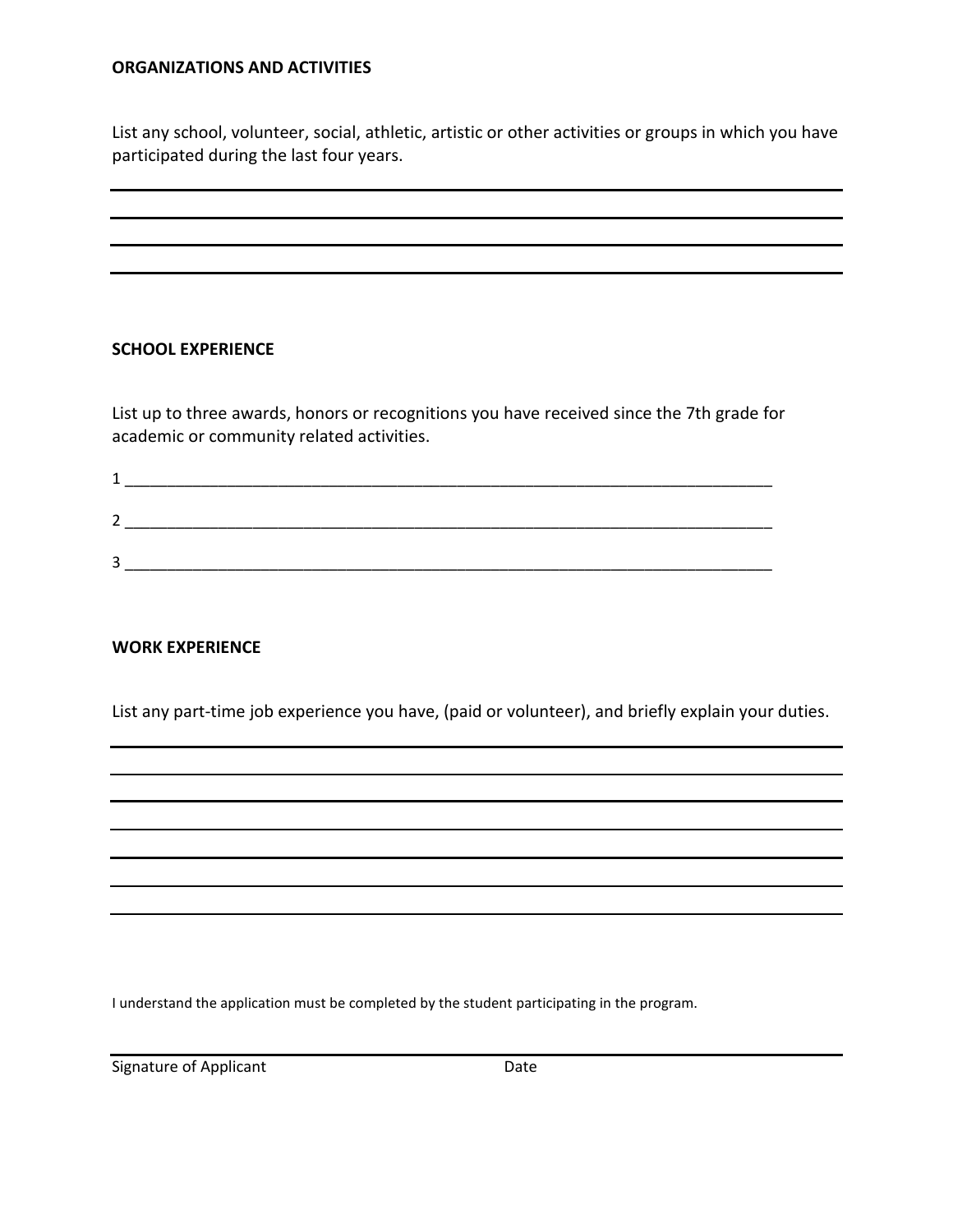## ORGANIZATIONS AND ACTIVITIES

List any school, volunteer, social, athletic, artistic or other activities or groups in which you have participated during the last four years.

________________________________________________________________________________

________________________________________________________________________________

________________________________________________________________________________

________________________________________________________________________________

## SCHOOL EXPERIENCE

List up to three awards, honors or recognitions you have received since the 7th grade for academic or community related activities.

1 ____________________________________________________________________________

2 ____________________________________________________________________________

3 ____________________________________________________________________________

## WORK EXPERIENCE

List any part-time job experience you have, (paid or volunteer), and briefly explain your duties.

________________________________________________________________________________

________________________________________________________________________________

________________________________________________________________________________

________________________________________________________________________________

________________________________________________________________________________

________________________________________________________________________________

________________________________________________________________________________

I understand the application must be completed by the student participating in the program.

________________________________________________________________________________

Signature of Applicant Date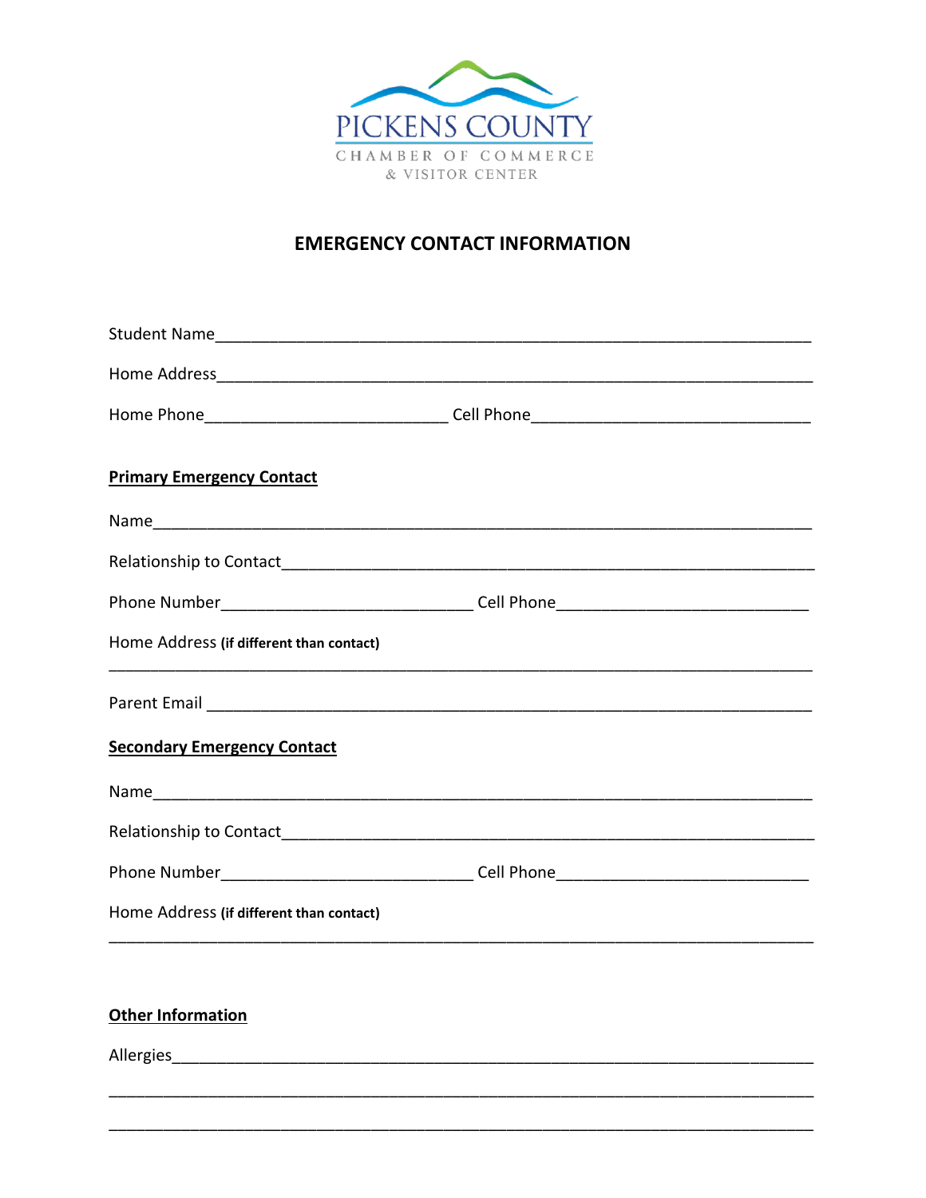PICKENS COUNTY

CHAMBER OF COMMERCE

& VISITOR CENTER

## EMERGENCY CONTACT INFORMATION

Student Name___________________________________________________________________

Home Address___________________________________________________________________

Home Phone___________________________ Cell Phone_______________________________

**Primary Emergency Contact**

Name__________________________________________________________________________

Relationship to Contact___________________________________________________________

Phone Number____________________________ Cell Phone____________________________

Home Address **(if different than contact)**

______________________________________________________________________________

Parent Email ____________________________________________________________________

**Secondary Emergency Contact**

Name__________________________________________________________________________

Relationship to Contact___________________________________________________________

Phone Number____________________________ Cell Phone____________________________

Home Address **(if different than contact)**

______________________________________________________________________________

**Other Information**

Allergies________________________________________________________________________

______________________________________________________________________________

______________________________________________________________________________